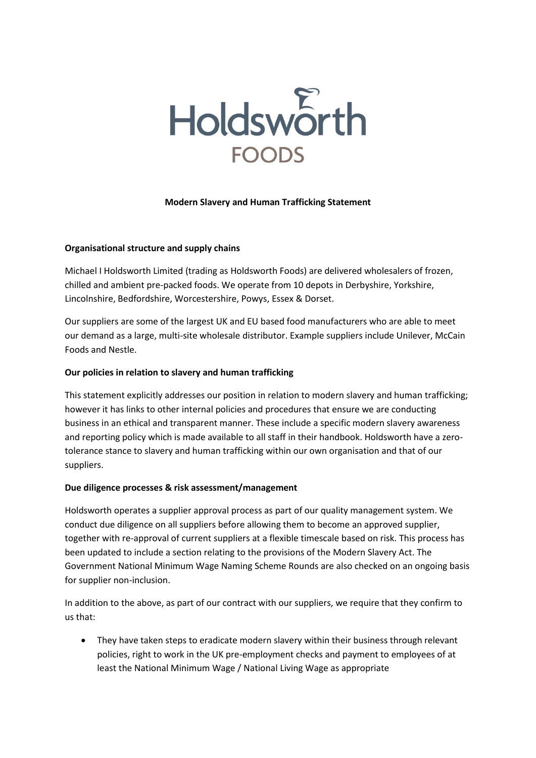Holdsworth
FOODS

# Modern Slavery and Human Trafficking Statement

**Organisational structure and supply chains**

Michael I Holdsworth Limited (trading as Holdsworth Foods) are delivered wholesalers of frozen, chilled and ambient pre-packed foods. We operate from 10 depots in Derbyshire, Yorkshire, Lincolnshire, Bedfordshire, Worcestershire, Powys, Essex & Dorset.

Our suppliers are some of the largest UK and EU based food manufacturers who are able to meet our demand as a large, multi-site wholesale distributor. Example suppliers include Unilever, McCain Foods and Nestle.

**Our policies in relation to slavery and human trafficking**

This statement explicitly addresses our position in relation to modern slavery and human trafficking; however it has links to other internal policies and procedures that ensure we are conducting business in an ethical and transparent manner. These include a specific modern slavery awareness and reporting policy which is made available to all staff in their handbook. Holdsworth have a zero-tolerance stance to slavery and human trafficking within our own organisation and that of our suppliers.

**Due diligence processes & risk assessment/management**

Holdsworth operates a supplier approval process as part of our quality management system. We conduct due diligence on all suppliers before allowing them to become an approved supplier, together with re-approval of current suppliers at a flexible timescale based on risk. This process has been updated to include a section relating to the provisions of the Modern Slavery Act. The Government National Minimum Wage Naming Scheme Rounds are also checked on an ongoing basis for supplier non-inclusion.

In addition to the above, as part of our contract with our suppliers, we require that they confirm to us that:

- They have taken steps to eradicate modern slavery within their business through relevant policies, right to work in the UK pre-employment checks and payment to employees of at least the National Minimum Wage / National Living Wage as appropriate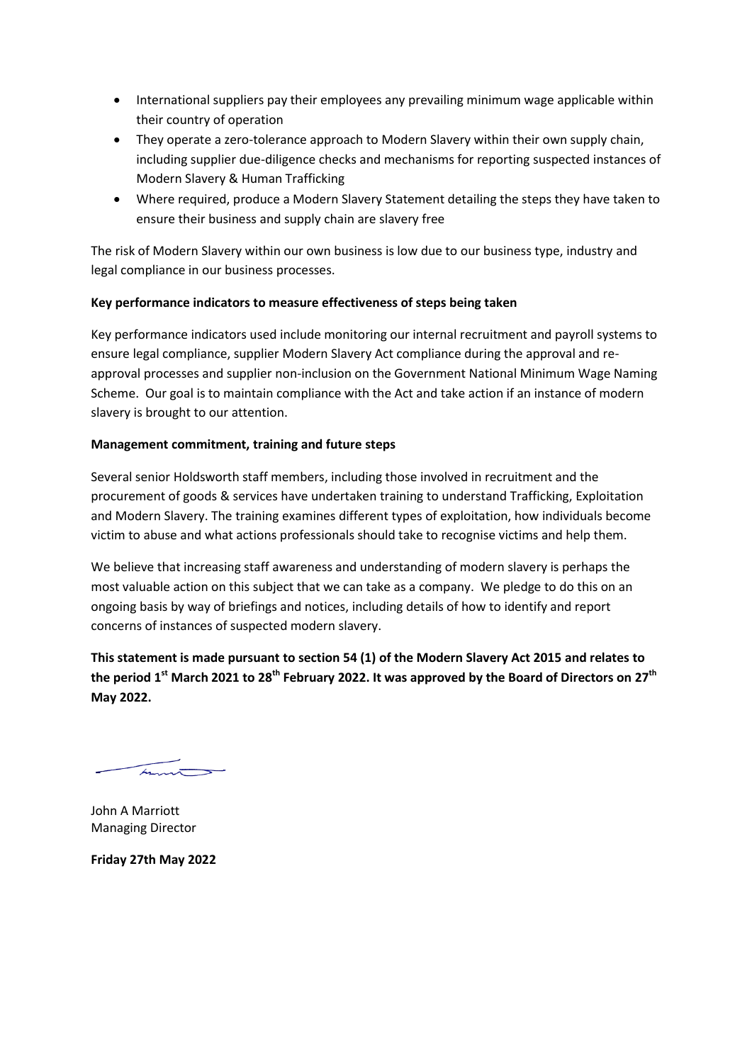- International suppliers pay their employees any prevailing minimum wage applicable within their country of operation
- They operate a zero-tolerance approach to Modern Slavery within their own supply chain, including supplier due-diligence checks and mechanisms for reporting suspected instances of Modern Slavery & Human Trafficking
- Where required, produce a Modern Slavery Statement detailing the steps they have taken to ensure their business and supply chain are slavery free

The risk of Modern Slavery within our own business is low due to our business type, industry and legal compliance in our business processes.

**Key performance indicators to measure effectiveness of steps being taken**

Key performance indicators used include monitoring our internal recruitment and payroll systems to ensure legal compliance, supplier Modern Slavery Act compliance during the approval and re-approval processes and supplier non-inclusion on the Government National Minimum Wage Naming Scheme. Our goal is to maintain compliance with the Act and take action if an instance of modern slavery is brought to our attention.

**Management commitment, training and future steps**

Several senior Holdsworth staff members, including those involved in recruitment and the procurement of goods & services have undertaken training to understand Trafficking, Exploitation and Modern Slavery. The training examines different types of exploitation, how individuals become victim to abuse and what actions professionals should take to recognise victims and help them.

We believe that increasing staff awareness and understanding of modern slavery is perhaps the most valuable action on this subject that we can take as a company. We pledge to do this on an ongoing basis by way of briefings and notices, including details of how to identify and report concerns of instances of suspected modern slavery.

**This statement is made pursuant to section 54 (1) of the Modern Slavery Act 2015 and relates to the period 1st March 2021 to 28th February 2022. It was approved by the Board of Directors on 27th May 2022.**

John A Marriott
Managing Director

**Friday 27th May 2022**